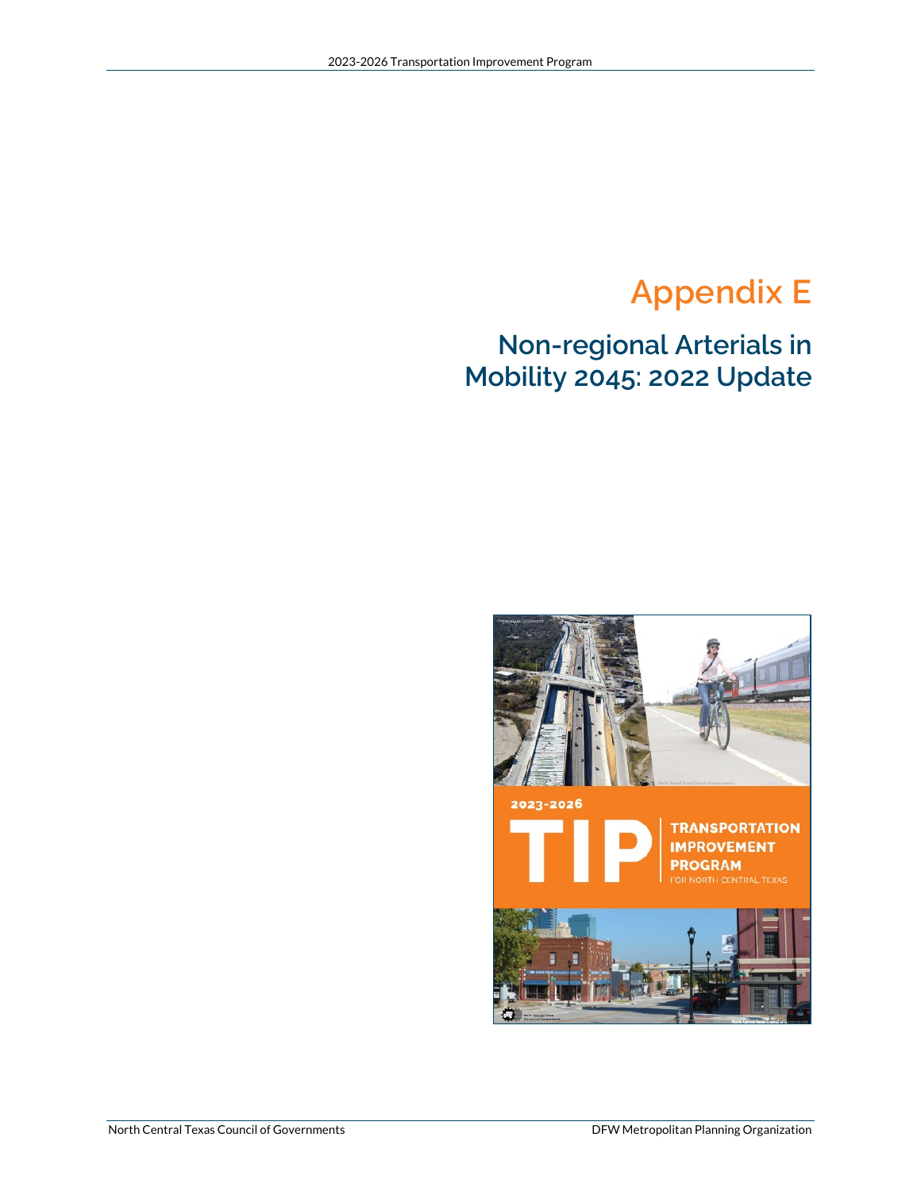# Appendix E

## Non-regional Arterials in Mobility 2045: 2022 Update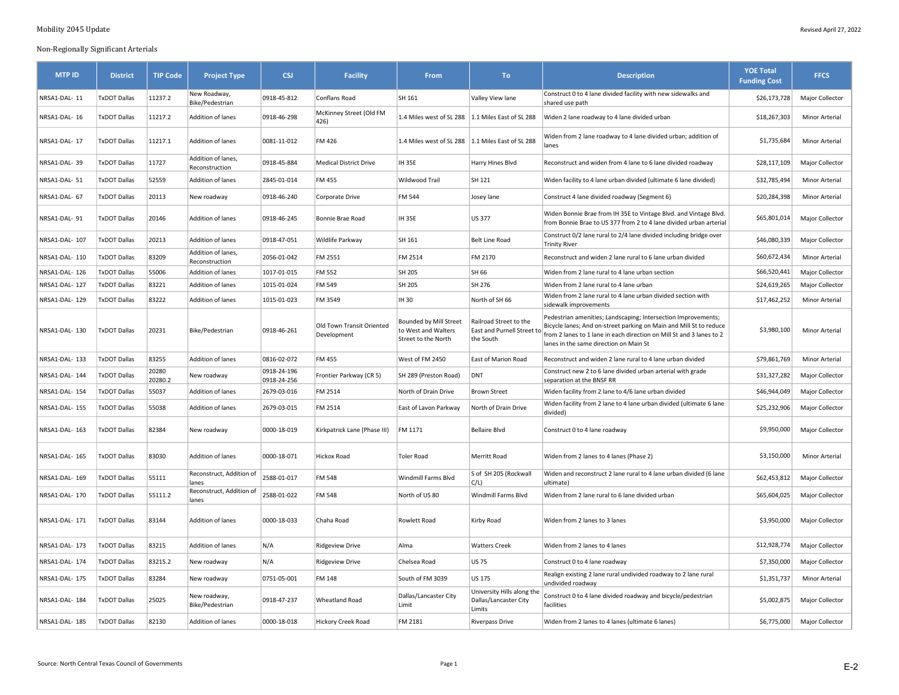Mobility 2045 Update

Revised April 27, 2022

Non-Regionally Significant Arterials

| MTP ID | District | TIP Code | Project Type | CSJ | Facility | From | To | Description | YOE Total Funding Cost | FFCS |
|---|---|---|---|---|---|---|---|---|---|---|
| NRSA1-DAL- 11 | TxDOT Dallas | 11237.2 | New Roadway, Bike/Pedestrian | 0918-45-812 | Conflans Road | SH 161 | Valley View lane | Construct 0 to 4 lane divided facility with new sidewalks and shared use path | $26,173,728 | Major Collector |
| NRSA1-DAL- 16 | TxDOT Dallas | 11217.2 | Addition of lanes | 0918-46-298 | McKinney Street (Old FM 426) | 1.4 Miles west of SL 288 | 1.1 Miles East of SL 288 | Widen 2 lane roadway to 4 lane divided urban | $18,267,303 | Minor Arterial |
| NRSA1-DAL- 17 | TxDOT Dallas | 11217.1 | Addition of lanes | 0081-11-012 | FM 426 | 1.4 Miles west of SL 288 | 1.1 Miles East of SL 288 | Widen from 2 lane roadway to 4 lane divided urban; addition of lanes | $1,735,684 | Minor Arterial |
| NRSA1-DAL- 39 | TxDOT Dallas | 11727 | Addition of lanes, Reconstruction | 0918-45-884 | Medical District Drive | IH 35E | Harry Hines Blvd | Reconstruct and widen from 4 lane to 6 lane divided roadway | $28,117,109 | Major Collector |
| NRSA1-DAL- 51 | TxDOT Dallas | 52559 | Addition of lanes | 2845-01-014 | FM 455 | Wildwood Trail | SH 121 | Widen facility to 4 lane urban divided (ultimate 6 lane divided) | $32,785,494 | Minor Arterial |
| NRSA1-DAL- 67 | TxDOT Dallas | 20113 | New roadway | 0918-46-240 | Corporate Drive | FM 544 | Josey lane | Construct 4 lane divided roadway (Segment 6) | $20,284,398 | Minor Arterial |
| NRSA1-DAL- 91 | TxDOT Dallas | 20146 | Addition of lanes | 0918-46-245 | Bonnie Brae Road | IH 35E | US 377 | Widen Bonnie Brae from IH 35E to Vintage Blvd. and Vintage Blvd. from Bonnie Brae to US 377 from 2 to 4 lane divided urban arterial | $65,801,014 | Major Collector |
| NRSA1-DAL- 107 | TxDOT Dallas | 20213 | Addition of lanes | 0918-47-051 | Wildlife Parkway | SH 161 | Belt Line Road | Construct 0/2 lane rural to 2/4 lane divided including bridge over Trinity River | $46,080,339 | Major Collector |
| NRSA1-DAL- 110 | TxDOT Dallas | 83209 | Addition of lanes, Reconstruction | 2056-01-042 | FM 2551 | FM 2514 | FM 2170 | Reconstruct and widen 2 lane rural to 6 lane urban divided | $60,672,434 | Minor Arterial |
| NRSA1-DAL- 126 | TxDOT Dallas | 55006 | Addition of lanes | 1017-01-015 | FM 552 | SH 205 | SH 66 | Widen from 2 lane rural to 4 lane urban section | $66,520,441 | Major Collector |
| NRSA1-DAL- 127 | TxDOT Dallas | 83221 | Addition of lanes | 1015-01-024 | FM 549 | SH 205 | SH 276 | Widen from 2 lane rural to 4 lane urban | $24,619,265 | Major Collector |
| NRSA1-DAL- 129 | TxDOT Dallas | 83222 | Addition of lanes | 1015-01-023 | FM 3549 | IH 30 | North of SH 66 | Widen from 2 lane rural to 4 lane urban divided section with sidewalk improvements | $17,462,252 | Minor Arterial |
| NRSA1-DAL- 130 | TxDOT Dallas | 20231 | Bike/Pedestrian | 0918-46-261 | Old Town Transit Oriented Development | Bounded by Mill Street to West and Walters Street to the North | Railroad Street to the East and Purnell Street to the South | Pedestrian amenities; Landscaping; Intersection Improvements; Bicycle lanes; And on-street parking on Main and Mill St to reduce from 2 lanes to 1 lane in each direction on Mill St and 3 lanes to 2 lanes in the same direction on Main St | $3,980,100 | Minor Arterial |
| NRSA1-DAL- 133 | TxDOT Dallas | 83255 | Addition of lanes | 0816-02-072 | FM 455 | West of FM 2450 | East of Marion Road | Reconstruct and widen 2 lane rural to 4 lane urban divided | $79,861,769 | Minor Arterial |
| NRSA1-DAL- 144 | TxDOT Dallas | 20280 20280.2 | New roadway | 0918-24-196 0918-24-256 | Frontier Parkway (CR 5) | SH 289 (Preston Road) | DNT | Construct new 2 to 6 lane divided urban arterial with grade separation at the BNSF RR | $31,327,282 | Major Collector |
| NRSA1-DAL- 154 | TxDOT Dallas | 55037 | Addition of lanes | 2679-03-016 | FM 2514 | North of Drain Drive | Brown Street | Widen facility from 2 lane to 4/6 lane urban divided | $46,944,049 | Major Collector |
| NRSA1-DAL- 155 | TxDOT Dallas | 55038 | Addition of lanes | 2679-03-015 | FM 2514 | East of Lavon Parkway | North of Drain Drive | Widen facility from 2 lane to 4 lane urban divided (ultimate 6 lane divided) | $25,232,906 | Major Collector |
| NRSA1-DAL- 163 | TxDOT Dallas | 82384 | New roadway | 0000-18-019 | Kirkpatrick Lane (Phase III) | FM 1171 | Bellaire Blvd | Construct 0 to 4 lane roadway | $9,950,000 | Major Collector |
| NRSA1-DAL- 165 | TxDOT Dallas | 83030 | Addition of lanes | 0000-18-071 | Hickox Road | Toler Road | Merritt Road | Widen from 2 lanes to 4 lanes (Phase 2) | $3,150,000 | Minor Arterial |
| NRSA1-DAL- 169 | TxDOT Dallas | 55111 | Reconstruct, Addition of lanes | 2588-01-017 | FM 548 | Windmill Farms Blvd | S of SH 205 (Rockwall C/L) | Widen and reconstruct 2 lane rural to 4 lane urban divided (6 lane ultimate) | $62,453,812 | Major Collector |
| NRSA1-DAL- 170 | TxDOT Dallas | 55111.2 | Reconstruct, Addition of lanes | 2588-01-022 | FM 548 | North of US 80 | Windmill Farms Blvd | Widen from 2 lane rural to 6 lane divided urban | $65,604,025 | Major Collector |
| NRSA1-DAL- 171 | TxDOT Dallas | 83144 | Addition of lanes | 0000-18-033 | Chaha Road | Rowlett Road | Kirby Road | Widen from 2 lanes to 3 lanes | $3,950,000 | Major Collector |
| NRSA1-DAL- 173 | TxDOT Dallas | 83215 | Addition of lanes | N/A | Ridgeview Drive | Alma | Watters Creek | Widen from 2 lanes to 4 lanes | $12,928,774 | Major Collector |
| NRSA1-DAL- 174 | TxDOT Dallas | 83215.2 | New roadway | N/A | Ridgeview Drive | Chelsea Road | US 75 | Construct 0 to 4 lane roadway | $7,350,000 | Major Collector |
| NRSA1-DAL- 175 | TxDOT Dallas | 83284 | New roadway | 0751-05-001 | FM 148 | South of FM 3039 | US 175 | Realign existing 2 lane rural undivided roadway to 2 lane rural undivided roadway | $1,351,737 | Minor Arterial |
| NRSA1-DAL- 184 | TxDOT Dallas | 25025 | New roadway, Bike/Pedestrian | 0918-47-237 | Wheatland Road | Dallas/Lancaster City Limit | University Hills along the Dallas/Lancaster City Limits | Construct 0 to 4 lane divided roadway and bicycle/pedestrian facilities | $5,002,875 | Major Collector |
| NRSA1-DAL- 185 | TxDOT Dallas | 82130 | Addition of lanes | 0000-18-018 | Hickory Creek Road | FM 2181 | Riverpass Drive | Widen from 2 lanes to 4 lanes (ultimate 6 lanes) | $6,775,000 | Major Collector |

Source: North Central Texas Council of Governments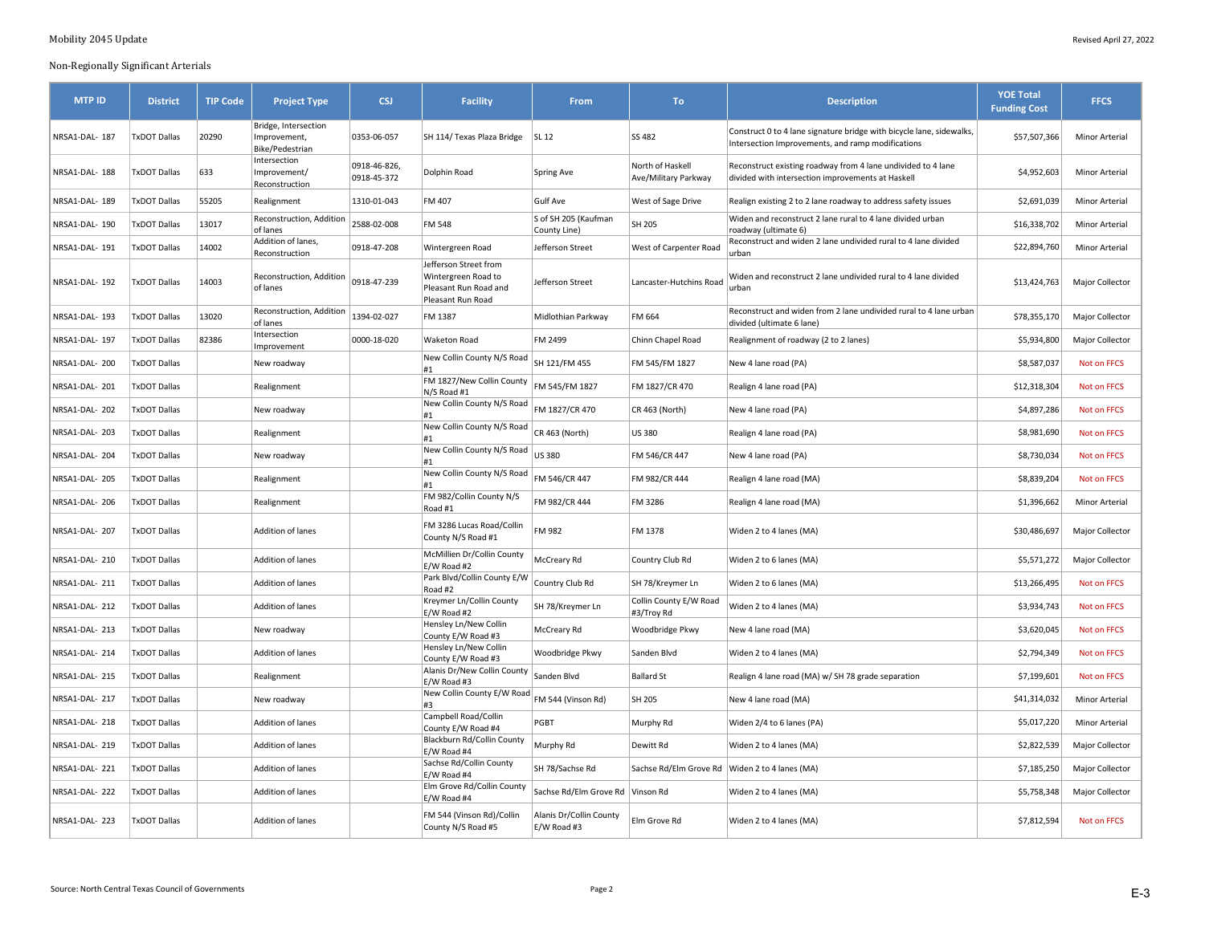Non-Regionally Significant Arterials

| MTP ID | District | TIP Code | Project Type | CSJ | Facility | From | To | Description | YOE Total Funding Cost | FFCS |
|---|---|---|---|---|---|---|---|---|---|---|
| NRSA1-DAL- 187 | TxDOT Dallas | 20290 | Bridge, Intersection Improvement, Bike/Pedestrian | 0353-06-057 | SH 114/ Texas Plaza Bridge | SL 12 | SS 482 | Construct 0 to 4 lane signature bridge with bicycle lane, sidewalks, Intersection Improvements, and ramp modifications | $57,507,366 | Minor Arterial |
| NRSA1-DAL- 188 | TxDOT Dallas | 633 | Intersection Improvement/ Reconstruction | 0918-46-826, 0918-45-372 | Dolphin Road | Spring Ave | North of Haskell Ave/Military Parkway | Reconstruct existing roadway from 4 lane undivided to 4 lane divided with intersection improvements at Haskell | $4,952,603 | Minor Arterial |
| NRSA1-DAL- 189 | TxDOT Dallas | 55205 | Realignment | 1310-01-043 | FM 407 | Gulf Ave | West of Sage Drive | Realign existing 2 to 2 lane roadway to address safety issues | $2,691,039 | Minor Arterial |
| NRSA1-DAL- 190 | TxDOT Dallas | 13017 | Reconstruction, Addition of lanes | 2588-02-008 | FM 548 | S of SH 205 (Kaufman County Line) | SH 205 | Widen and reconstruct 2 lane rural to 4 lane divided urban roadway (ultimate 6) | $16,338,702 | Minor Arterial |
| NRSA1-DAL- 191 | TxDOT Dallas | 14002 | Addition of lanes, Reconstruction | 0918-47-208 | Wintergreen Road | Jefferson Street | West of Carpenter Road | Reconstruct and widen 2 lane undivided rural to 4 lane divided urban | $22,894,760 | Minor Arterial |
| NRSA1-DAL- 192 | TxDOT Dallas | 14003 | Reconstruction, Addition of lanes | 0918-47-239 | Jefferson Street from Wintergreen Road to Pleasant Run Road and Pleasant Run Road | Jefferson Street | Lancaster-Hutchins Road | Widen and reconstruct 2 lane undivided rural to 4 lane divided urban | $13,424,763 | Major Collector |
| NRSA1-DAL- 193 | TxDOT Dallas | 13020 | Reconstruction, Addition of lanes | 1394-02-027 | FM 1387 | Midlothian Parkway | FM 664 | Reconstruct and widen from 2 lane undivided rural to 4 lane urban divided (ultimate 6 lane) | $78,355,170 | Major Collector |
| NRSA1-DAL- 197 | TxDOT Dallas | 82386 | Intersection Improvement | 0000-18-020 | Waketon Road | FM 2499 | Chinn Chapel Road | Realignment of roadway (2 to 2 lanes) | $5,934,800 | Major Collector |
| NRSA1-DAL- 200 | TxDOT Dallas | | New roadway | | New Collin County N/S Road #1 | SH 121/FM 455 | FM 545/FM 1827 | New 4 lane road (PA) | $8,587,037 | Not on FFCS |
| NRSA1-DAL- 201 | TxDOT Dallas | | Realignment | | FM 1827/New Collin County N/S Road #1 | FM 545/FM 1827 | FM 1827/CR 470 | Realign 4 lane road (PA) | $12,318,304 | Not on FFCS |
| NRSA1-DAL- 202 | TxDOT Dallas | | New roadway | | New Collin County N/S Road #1 | FM 1827/CR 470 | CR 463 (North) | New 4 lane road (PA) | $4,897,286 | Not on FFCS |
| NRSA1-DAL- 203 | TxDOT Dallas | | Realignment | | New Collin County N/S Road #1 | CR 463 (North) | US 380 | Realign 4 lane road (PA) | $8,981,690 | Not on FFCS |
| NRSA1-DAL- 204 | TxDOT Dallas | | New roadway | | New Collin County N/S Road #1 | US 380 | FM 546/CR 447 | New 4 lane road (PA) | $8,730,034 | Not on FFCS |
| NRSA1-DAL- 205 | TxDOT Dallas | | Realignment | | New Collin County N/S Road #1 | FM 546/CR 447 | FM 982/CR 444 | Realign 4 lane road (MA) | $8,839,204 | Not on FFCS |
| NRSA1-DAL- 206 | TxDOT Dallas | | Realignment | | FM 982/Collin County N/S Road #1 | FM 982/CR 444 | FM 3286 | Realign 4 lane road (MA) | $1,396,662 | Minor Arterial |
| NRSA1-DAL- 207 | TxDOT Dallas | | Addition of lanes | | FM 3286 Lucas Road/Collin County N/S Road #1 | FM 982 | FM 1378 | Widen 2 to 4 lanes (MA) | $30,486,697 | Major Collector |
| NRSA1-DAL- 210 | TxDOT Dallas | | Addition of lanes | | McMillien Dr/Collin County E/W Road #2 | McCreary Rd | Country Club Rd | Widen 2 to 6 lanes (MA) | $5,571,272 | Major Collector |
| NRSA1-DAL- 211 | TxDOT Dallas | | Addition of lanes | | Park Blvd/Collin County E/W Road #2 | Country Club Rd | SH 78/Kreymer Ln | Widen 2 to 6 lanes (MA) | $13,266,495 | Not on FFCS |
| NRSA1-DAL- 212 | TxDOT Dallas | | Addition of lanes | | Kreymer Ln/Collin County E/W Road #2 | SH 78/Kreymer Ln | Collin County E/W Road #3/Troy Rd | Widen 2 to 4 lanes (MA) | $3,934,743 | Not on FFCS |
| NRSA1-DAL- 213 | TxDOT Dallas | | New roadway | | Hensley Ln/New Collin County E/W Road #3 | McCreary Rd | Woodbridge Pkwy | New 4 lane road (MA) | $3,620,045 | Not on FFCS |
| NRSA1-DAL- 214 | TxDOT Dallas | | Addition of lanes | | Hensley Ln/New Collin County E/W Road #3 | Woodbridge Pkwy | Sanden Blvd | Widen 2 to 4 lanes (MA) | $2,794,349 | Not on FFCS |
| NRSA1-DAL- 215 | TxDOT Dallas | | Realignment | | Alanis Dr/New Collin County E/W Road #3 | Sanden Blvd | Ballard St | Realign 4 lane road (MA) w/ SH 78 grade separation | $7,199,601 | Not on FFCS |
| NRSA1-DAL- 217 | TxDOT Dallas | | New roadway | | New Collin County E/W Road #3 | FM 544 (Vinson Rd) | SH 205 | New 4 lane road (MA) | $41,314,032 | Minor Arterial |
| NRSA1-DAL- 218 | TxDOT Dallas | | Addition of lanes | | Campbell Road/Collin County E/W Road #4 | PGBT | Murphy Rd | Widen 2/4 to 6 lanes (PA) | $5,017,220 | Minor Arterial |
| NRSA1-DAL- 219 | TxDOT Dallas | | Addition of lanes | | Blackburn Rd/Collin County E/W Road #4 | Murphy Rd | Dewitt Rd | Widen 2 to 4 lanes (MA) | $2,822,539 | Major Collector |
| NRSA1-DAL- 221 | TxDOT Dallas | | Addition of lanes | | Sachse Rd/Collin County E/W Road #4 | SH 78/Sachse Rd | Sachse Rd/Elm Grove Rd | Widen 2 to 4 lanes (MA) | $7,185,250 | Major Collector |
| NRSA1-DAL- 222 | TxDOT Dallas | | Addition of lanes | | Elm Grove Rd/Collin County E/W Road #4 | Sachse Rd/Elm Grove Rd | Vinson Rd | Widen 2 to 4 lanes (MA) | $5,758,348 | Major Collector |
| NRSA1-DAL- 223 | TxDOT Dallas | | Addition of lanes | | FM 544 (Vinson Rd)/Collin County N/S Road #5 | Alanis Dr/Collin County E/W Road #3 | Elm Grove Rd | Widen 2 to 4 lanes (MA) | $7,812,594 | Not on FFCS |

Source: North Central Texas Council of Governments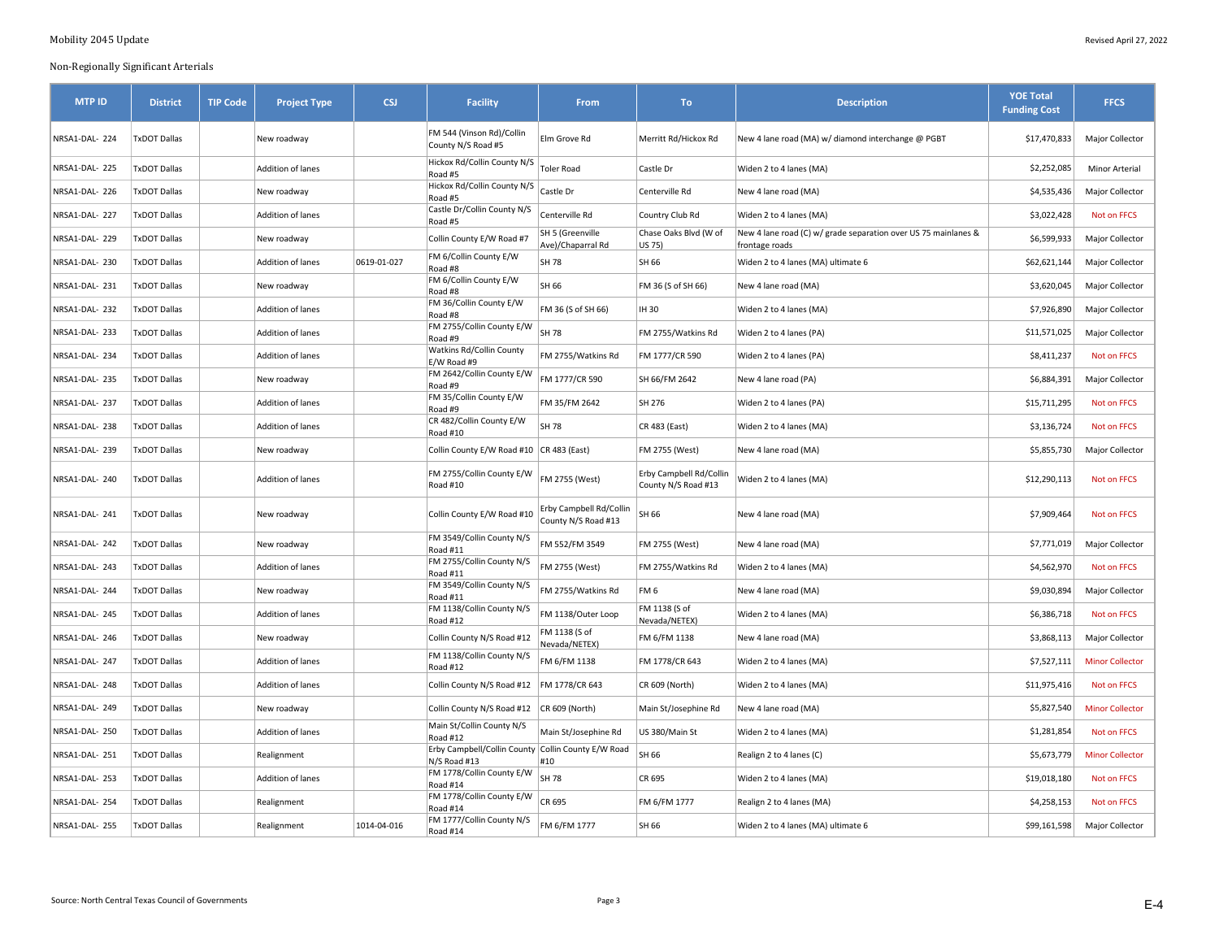Mobility 2045 Update

Revised April 27, 2022

Non-Regionally Significant Arterials

| MTP ID | District | TIP Code | Project Type | CSJ | Facility | From | To | Description | YOE Total Funding Cost | FFCS |
|---|---|---|---|---|---|---|---|---|---|---|
| NRSA1-DAL- 224 | TxDOT Dallas | | New roadway | | FM 544 (Vinson Rd)/Collin County N/S Road #5 | Elm Grove Rd | Merritt Rd/Hickox Rd | New 4 lane road (MA) w/ diamond interchange @ PGBT | $17,470,833 | Major Collector |
| NRSA1-DAL- 225 | TxDOT Dallas | | Addition of lanes | | Hickox Rd/Collin County N/S Road #5 | Toler Road | Castle Dr | Widen 2 to 4 lanes (MA) | $2,252,085 | Minor Arterial |
| NRSA1-DAL- 226 | TxDOT Dallas | | New roadway | | Hickox Rd/Collin County N/S Road #5 | Castle Dr | Centerville Rd | New 4 lane road (MA) | $4,535,436 | Major Collector |
| NRSA1-DAL- 227 | TxDOT Dallas | | Addition of lanes | | Castle Dr/Collin County N/S Road #5 | Centerville Rd | Country Club Rd | Widen 2 to 4 lanes (MA) | $3,022,428 | Not on FFCS |
| NRSA1-DAL- 229 | TxDOT Dallas | | New roadway | | Collin County E/W Road #7 | SH 5 (Greenville Ave)/Chaparral Rd | Chase Oaks Blvd (W of US 75) | New 4 lane road (C) w/ grade separation over US 75 mainlanes & frontage roads | $6,599,933 | Major Collector |
| NRSA1-DAL- 230 | TxDOT Dallas | | Addition of lanes | 0619-01-027 | FM 6/Collin County E/W Road #8 | SH 78 | SH 66 | Widen 2 to 4 lanes (MA) ultimate 6 | $62,621,144 | Major Collector |
| NRSA1-DAL- 231 | TxDOT Dallas | | New roadway | | FM 6/Collin County E/W Road #8 | SH 66 | FM 36 (S of SH 66) | New 4 lane road (MA) | $3,620,045 | Major Collector |
| NRSA1-DAL- 232 | TxDOT Dallas | | Addition of lanes | | FM 36/Collin County E/W Road #8 | FM 36 (S of SH 66) | IH 30 | Widen 2 to 4 lanes (MA) | $7,926,890 | Major Collector |
| NRSA1-DAL- 233 | TxDOT Dallas | | Addition of lanes | | FM 2755/Collin County E/W Road #9 | SH 78 | FM 2755/Watkins Rd | Widen 2 to 4 lanes (PA) | $11,571,025 | Major Collector |
| NRSA1-DAL- 234 | TxDOT Dallas | | Addition of lanes | | Watkins Rd/Collin County E/W Road #9 | FM 2755/Watkins Rd | FM 1777/CR 590 | Widen 2 to 4 lanes (PA) | $8,411,237 | Not on FFCS |
| NRSA1-DAL- 235 | TxDOT Dallas | | New roadway | | FM 2642/Collin County E/W Road #9 | FM 1777/CR 590 | SH 66/FM 2642 | New 4 lane road (PA) | $6,884,391 | Major Collector |
| NRSA1-DAL- 237 | TxDOT Dallas | | Addition of lanes | | FM 35/Collin County E/W Road #9 | FM 35/FM 2642 | SH 276 | Widen 2 to 4 lanes (PA) | $15,711,295 | Not on FFCS |
| NRSA1-DAL- 238 | TxDOT Dallas | | Addition of lanes | | CR 482/Collin County E/W Road #10 | SH 78 | CR 483 (East) | Widen 2 to 4 lanes (MA) | $3,136,724 | Not on FFCS |
| NRSA1-DAL- 239 | TxDOT Dallas | | New roadway | | Collin County E/W Road #10 | CR 483 (East) | FM 2755 (West) | New 4 lane road (MA) | $5,855,730 | Major Collector |
| NRSA1-DAL- 240 | TxDOT Dallas | | Addition of lanes | | FM 2755/Collin County E/W Road #10 | FM 2755 (West) | Erby Campbell Rd/Collin County N/S Road #13 | Widen 2 to 4 lanes (MA) | $12,290,113 | Not on FFCS |
| NRSA1-DAL- 241 | TxDOT Dallas | | New roadway | | Collin County E/W Road #10 | Erby Campbell Rd/Collin County N/S Road #13 | SH 66 | New 4 lane road (MA) | $7,909,464 | Not on FFCS |
| NRSA1-DAL- 242 | TxDOT Dallas | | New roadway | | FM 3549/Collin County N/S Road #11 | FM 552/FM 3549 | FM 2755 (West) | New 4 lane road (MA) | $7,771,019 | Major Collector |
| NRSA1-DAL- 243 | TxDOT Dallas | | Addition of lanes | | FM 2755/Collin County N/S Road #11 | FM 2755 (West) | FM 2755/Watkins Rd | Widen 2 to 4 lanes (MA) | $4,562,970 | Not on FFCS |
| NRSA1-DAL- 244 | TxDOT Dallas | | New roadway | | FM 3549/Collin County N/S Road #11 | FM 2755/Watkins Rd | FM 6 | New 4 lane road (MA) | $9,030,894 | Major Collector |
| NRSA1-DAL- 245 | TxDOT Dallas | | Addition of lanes | | FM 1138/Collin County N/S Road #12 | FM 1138/Outer Loop | FM 1138 (S of Nevada/NETEX) | Widen 2 to 4 lanes (MA) | $6,386,718 | Not on FFCS |
| NRSA1-DAL- 246 | TxDOT Dallas | | New roadway | | Collin County N/S Road #12 | FM 1138 (S of Nevada/NETEX) | FM 6/FM 1138 | New 4 lane road (MA) | $3,868,113 | Major Collector |
| NRSA1-DAL- 247 | TxDOT Dallas | | Addition of lanes | | FM 1138/Collin County N/S Road #12 | FM 6/FM 1138 | FM 1778/CR 643 | Widen 2 to 4 lanes (MA) | $7,527,111 | Minor Collector |
| NRSA1-DAL- 248 | TxDOT Dallas | | Addition of lanes | | Collin County N/S Road #12 | FM 1778/CR 643 | CR 609 (North) | Widen 2 to 4 lanes (MA) | $11,975,416 | Not on FFCS |
| NRSA1-DAL- 249 | TxDOT Dallas | | New roadway | | Collin County N/S Road #12 | CR 609 (North) | Main St/Josephine Rd | New 4 lane road (MA) | $5,827,540 | Minor Collector |
| NRSA1-DAL- 250 | TxDOT Dallas | | Addition of lanes | | Main St/Collin County N/S Road #12 | Main St/Josephine Rd | US 380/Main St | Widen 2 to 4 lanes (MA) | $1,281,854 | Not on FFCS |
| NRSA1-DAL- 251 | TxDOT Dallas | | Realignment | | Erby Campbell/Collin County N/S Road #13 | Collin County E/W Road #10 | SH 66 | Realign 2 to 4 lanes (C) | $5,673,779 | Minor Collector |
| NRSA1-DAL- 253 | TxDOT Dallas | | Addition of lanes | | FM 1778/Collin County E/W Road #14 | SH 78 | CR 695 | Widen 2 to 4 lanes (MA) | $19,018,180 | Not on FFCS |
| NRSA1-DAL- 254 | TxDOT Dallas | | Realignment | | FM 1778/Collin County E/W Road #14 | CR 695 | FM 6/FM 1777 | Realign 2 to 4 lanes (MA) | $4,258,153 | Not on FFCS |
| NRSA1-DAL- 255 | TxDOT Dallas | | Realignment | 1014-04-016 | FM 1777/Collin County N/S Road #14 | FM 6/FM 1777 | SH 66 | Widen 2 to 4 lanes (MA) ultimate 6 | $99,161,598 | Major Collector |

Source: North Central Texas Council of Governments

E-4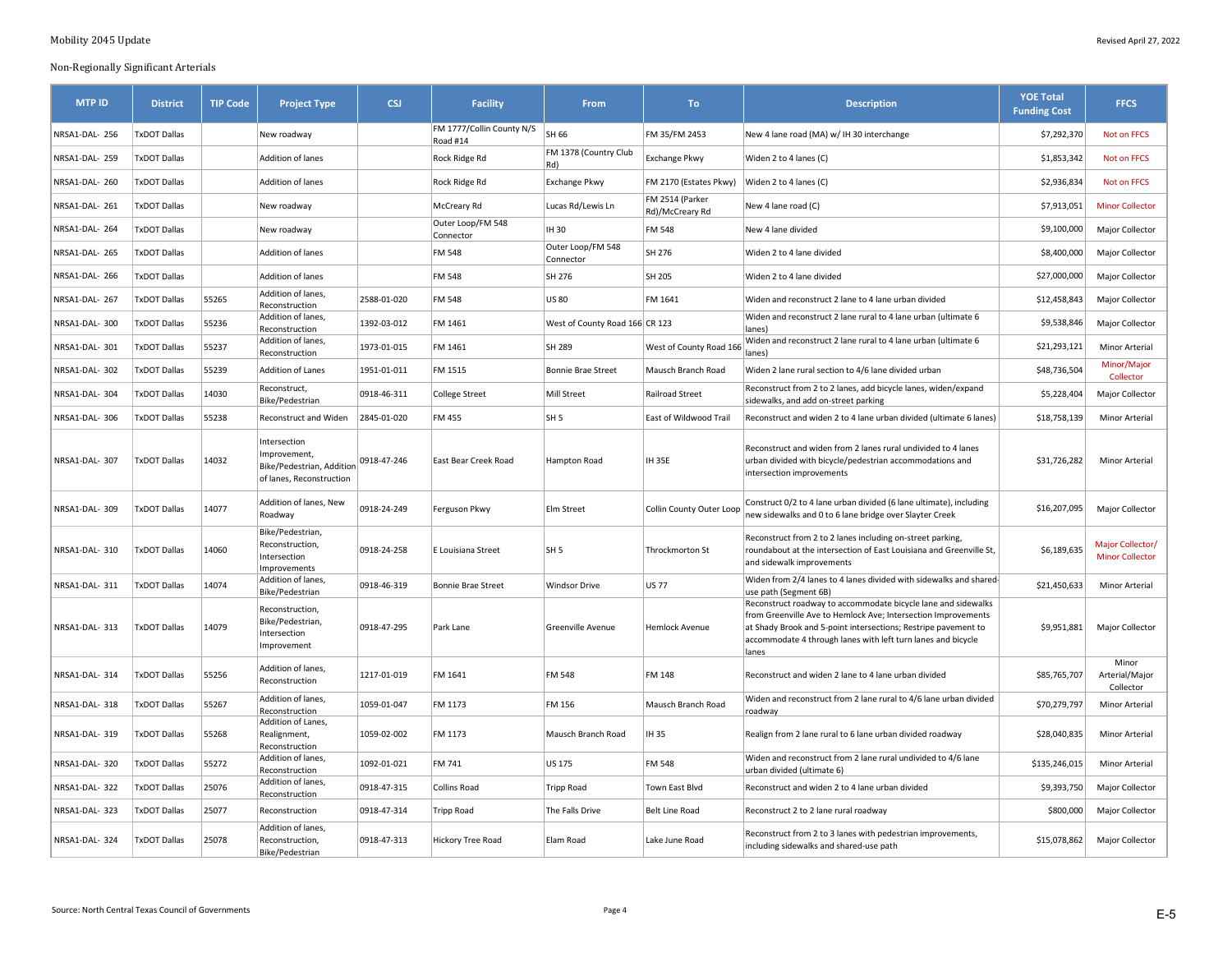Non-Regionally Significant Arterials

| MTP ID | District | TIP Code | Project Type | CSJ | Facility | From | To | Description | YOE Total Funding Cost | FFCS |
|---|---|---|---|---|---|---|---|---|---|---|
| NRSA1-DAL- 256 | TxDOT Dallas | | New roadway | | FM 1777/Collin County N/S Road #14 | SH 66 | FM 35/FM 2453 | New 4 lane road (MA) w/ IH 30 interchange | $7,292,370 | Not on FFCS |
| NRSA1-DAL- 259 | TxDOT Dallas | | Addition of lanes | | Rock Ridge Rd | FM 1378 (Country Club Rd) | Exchange Pkwy | Widen 2 to 4 lanes (C) | $1,853,342 | Not on FFCS |
| NRSA1-DAL- 260 | TxDOT Dallas | | Addition of lanes | | Rock Ridge Rd | Exchange Pkwy | FM 2170 (Estates Pkwy) | Widen 2 to 4 lanes (C) | $2,936,834 | Not on FFCS |
| NRSA1-DAL- 261 | TxDOT Dallas | | New roadway | | McCreary Rd | Lucas Rd/Lewis Ln | FM 2514 (Parker Rd)/McCreary Rd | New 4 lane road (C) | $7,913,051 | Minor Collector |
| NRSA1-DAL- 264 | TxDOT Dallas | | New roadway | | Outer Loop/FM 548 Connector | IH 30 | FM 548 | New 4 lane divided | $9,100,000 | Major Collector |
| NRSA1-DAL- 265 | TxDOT Dallas | | Addition of lanes | | FM 548 | Outer Loop/FM 548 Connector | SH 276 | Widen 2 to 4 lane divided | $8,400,000 | Major Collector |
| NRSA1-DAL- 266 | TxDOT Dallas | | Addition of lanes | | FM 548 | SH 276 | SH 205 | Widen 2 to 4 lane divided | $27,000,000 | Major Collector |
| NRSA1-DAL- 267 | TxDOT Dallas | 55265 | Addition of lanes, Reconstruction | 2588-01-020 | FM 548 | US 80 | FM 1641 | Widen and reconstruct 2 lane to 4 lane urban divided | $12,458,843 | Major Collector |
| NRSA1-DAL- 300 | TxDOT Dallas | 55236 | Addition of lanes, Reconstruction | 1392-03-012 | FM 1461 | West of County Road 166 | CR 123 | Widen and reconstruct 2 lane rural to 4 lane urban (ultimate 6 lanes) | $9,538,846 | Major Collector |
| NRSA1-DAL- 301 | TxDOT Dallas | 55237 | Addition of lanes, Reconstruction | 1973-01-015 | FM 1461 | SH 289 | West of County Road 166 | Widen and reconstruct 2 lane rural to 4 lane urban (ultimate 6 lanes) | $21,293,121 | Minor Arterial |
| NRSA1-DAL- 302 | TxDOT Dallas | 55239 | Addition of Lanes | 1951-01-011 | FM 1515 | Bonnie Brae Street | Mausch Branch Road | Widen 2 lane rural section to 4/6 lane divided urban | $48,736,504 | Minor/Major Collector |
| NRSA1-DAL- 304 | TxDOT Dallas | 14030 | Reconstruct, Bike/Pedestrian | 0918-46-311 | College Street | Mill Street | Railroad Street | Reconstruct from 2 to 2 lanes, add bicycle lanes, widen/expand sidewalks, and add on-street parking | $5,228,404 | Major Collector |
| NRSA1-DAL- 306 | TxDOT Dallas | 55238 | Reconstruct and Widen | 2845-01-020 | FM 455 | SH 5 | East of Wildwood Trail | Reconstruct and widen 2 to 4 lane urban divided (ultimate 6 lanes) | $18,758,139 | Minor Arterial |
| NRSA1-DAL- 307 | TxDOT Dallas | 14032 | Intersection Improvement, Bike/Pedestrian, Addition of lanes, Reconstruction | 0918-47-246 | East Bear Creek Road | Hampton Road | IH 35E | Reconstruct and widen from 2 lanes rural undivided to 4 lanes urban divided with bicycle/pedestrian accommodations and intersection improvements | $31,726,282 | Minor Arterial |
| NRSA1-DAL- 309 | TxDOT Dallas | 14077 | Addition of lanes, New Roadway | 0918-24-249 | Ferguson Pkwy | Elm Street | Collin County Outer Loop | Construct 0/2 to 4 lane urban divided (6 lane ultimate), including new sidewalks and 0 to 6 lane bridge over Slayter Creek | $16,207,095 | Major Collector |
| NRSA1-DAL- 310 | TxDOT Dallas | 14060 | Bike/Pedestrian, Reconstruction, Intersection Improvements | 0918-24-258 | E Louisiana Street | SH 5 | Throckmorton St | Reconstruct from 2 to 2 lanes including on-street parking, roundabout at the intersection of East Louisiana and Greenville St, and sidewalk improvements | $6,189,635 | Major Collector/ Minor Collector |
| NRSA1-DAL- 311 | TxDOT Dallas | 14074 | Addition of lanes, Bike/Pedestrian | 0918-46-319 | Bonnie Brae Street | Windsor Drive | US 77 | Widen from 2/4 lanes to 4 lanes divided with sidewalks and shared-use path (Segment 6B) | $21,450,633 | Minor Arterial |
| NRSA1-DAL- 313 | TxDOT Dallas | 14079 | Reconstruction, Bike/Pedestrian, Intersection Improvement | 0918-47-295 | Park Lane | Greenville Avenue | Hemlock Avenue | Reconstruct roadway to accommodate bicycle lane and sidewalks from Greenville Ave to Hemlock Ave; Intersection Improvements at Shady Brook and 5-point intersections; Restripe pavement to accommodate 4 through lanes with left turn lanes and bicycle lanes | $9,951,881 | Major Collector |
| NRSA1-DAL- 314 | TxDOT Dallas | 55256 | Addition of lanes, Reconstruction | 1217-01-019 | FM 1641 | FM 548 | FM 148 | Reconstruct and widen 2 lane to 4 lane urban divided | $85,765,707 | Minor Arterial/Major Collector |
| NRSA1-DAL- 318 | TxDOT Dallas | 55267 | Addition of lanes, Reconstruction | 1059-01-047 | FM 1173 | FM 156 | Mausch Branch Road | Widen and reconstruct from 2 lane rural to 4/6 lane urban divided roadway | $70,279,797 | Minor Arterial |
| NRSA1-DAL- 319 | TxDOT Dallas | 55268 | Addition of Lanes, Realignment, Reconstruction | 1059-02-002 | FM 1173 | Mausch Branch Road | IH 35 | Realign from 2 lane rural to 6 lane urban divided roadway | $28,040,835 | Minor Arterial |
| NRSA1-DAL- 320 | TxDOT Dallas | 55272 | Addition of lanes, Reconstruction | 1092-01-021 | FM 741 | US 175 | FM 548 | Widen and reconstruct from 2 lane rural undivided to 4/6 lane urban divided (ultimate 6) | $135,246,015 | Minor Arterial |
| NRSA1-DAL- 322 | TxDOT Dallas | 25076 | Addition of lanes, Reconstruction | 0918-47-315 | Collins Road | Tripp Road | Town East Blvd | Reconstruct and widen 2 to 4 lane urban divided | $9,393,750 | Major Collector |
| NRSA1-DAL- 323 | TxDOT Dallas | 25077 | Reconstruction | 0918-47-314 | Tripp Road | The Falls Drive | Belt Line Road | Reconstruct 2 to 2 lane rural roadway | $800,000 | Major Collector |
| NRSA1-DAL- 324 | TxDOT Dallas | 25078 | Addition of lanes, Reconstruction, Bike/Pedestrian | 0918-47-313 | Hickory Tree Road | Elam Road | Lake June Road | Reconstruct from 2 to 3 lanes with pedestrian improvements, including sidewalks and shared-use path | $15,078,862 | Major Collector |

Source: North Central Texas Council of Governments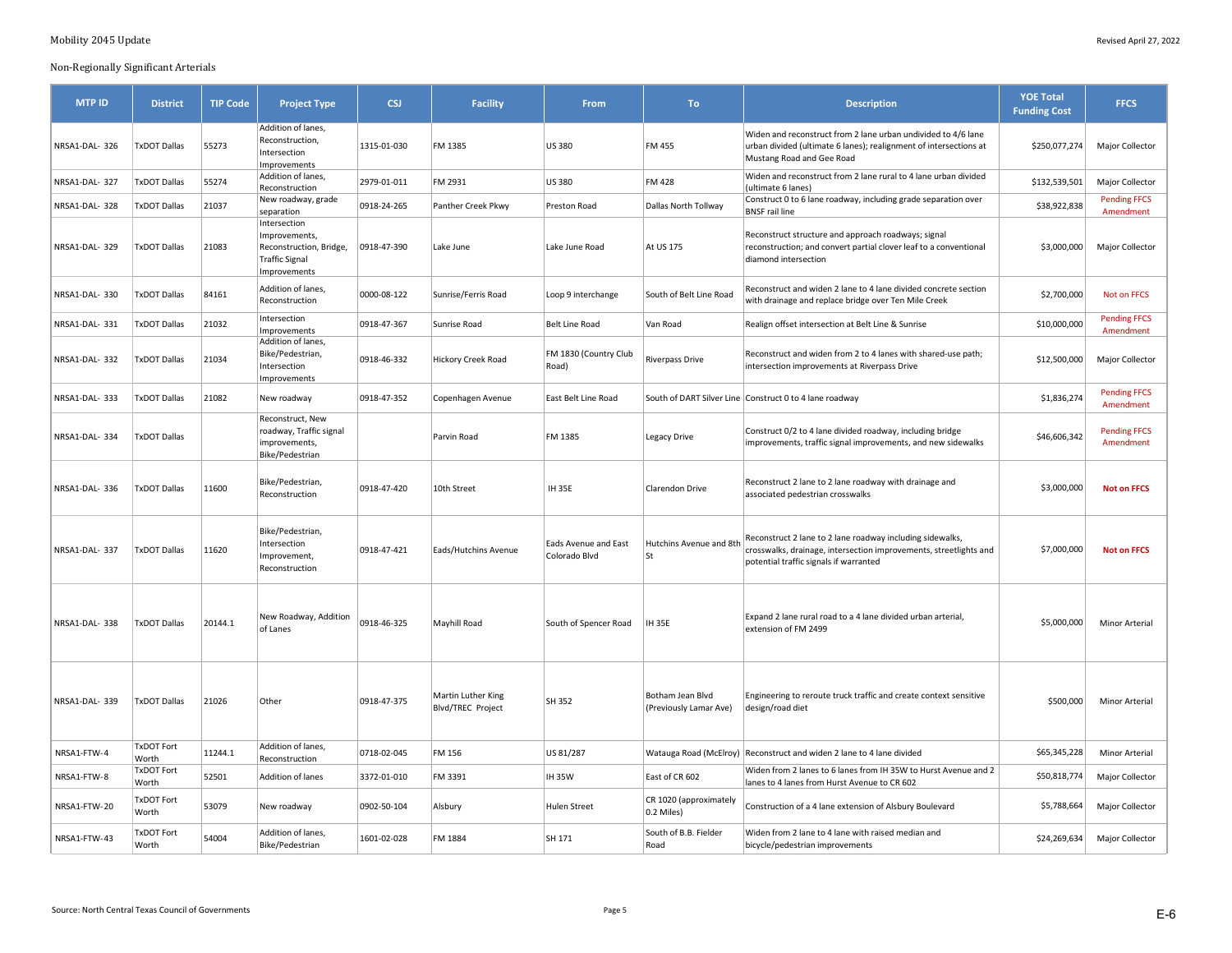Non-Regionally Significant Arterials

| MTP ID | District | TIP Code | Project Type | CSJ | Facility | From | To | Description | YOE Total Funding Cost | FFCS |
|---|---|---|---|---|---|---|---|---|---|---|
| NRSA1-DAL- 326 | TxDOT Dallas | 55273 | Addition of lanes, Reconstruction, Intersection Improvements | 1315-01-030 | FM 1385 | US 380 | FM 455 | Widen and reconstruct from 2 lane urban undivided to 4/6 lane urban divided (ultimate 6 lanes); realignment of intersections at Mustang Road and Gee Road | $250,077,274 | Major Collector |
| NRSA1-DAL- 327 | TxDOT Dallas | 55274 | Addition of lanes, Reconstruction | 2979-01-011 | FM 2931 | US 380 | FM 428 | Widen and reconstruct from 2 lane rural to 4 lane urban divided (ultimate 6 lanes) | $132,539,501 | Major Collector |
| NRSA1-DAL- 328 | TxDOT Dallas | 21037 | New roadway, grade separation | 0918-24-265 | Panther Creek Pkwy | Preston Road | Dallas North Tollway | Construct 0 to 6 lane roadway, including grade separation over BNSF rail line | $38,922,838 | Pending FFCS Amendment |
| NRSA1-DAL- 329 | TxDOT Dallas | 21083 | Intersection Improvements, Reconstruction, Bridge, Traffic Signal Improvements | 0918-47-390 | Lake June | Lake June Road | At US 175 | Reconstruct structure and approach roadways; signal reconstruction; and convert partial clover leaf to a conventional diamond intersection | $3,000,000 | Major Collector |
| NRSA1-DAL- 330 | TxDOT Dallas | 84161 | Addition of lanes, Reconstruction | 0000-08-122 | Sunrise/Ferris Road | Loop 9 interchange | South of Belt Line Road | Reconstruct and widen 2 lane to 4 lane divided concrete section with drainage and replace bridge over Ten Mile Creek | $2,700,000 | Not on FFCS |
| NRSA1-DAL- 331 | TxDOT Dallas | 21032 | Intersection Improvements | 0918-47-367 | Sunrise Road | Belt Line Road | Van Road | Realign offset intersection at Belt Line & Sunrise | $10,000,000 | Pending FFCS Amendment |
| NRSA1-DAL- 332 | TxDOT Dallas | 21034 | Addition of lanes, Bike/Pedestrian, Intersection Improvements | 0918-46-332 | Hickory Creek Road | FM 1830 (Country Club Road) | Riverpass Drive | Reconstruct and widen from 2 to 4 lanes with shared-use path; intersection improvements at Riverpass Drive | $12,500,000 | Major Collector |
| NRSA1-DAL- 333 | TxDOT Dallas | 21082 | New roadway | 0918-47-352 | Copenhagen Avenue | East Belt Line Road | South of DART Silver Line | Construct 0 to 4 lane roadway | $1,836,274 | Pending FFCS Amendment |
| NRSA1-DAL- 334 | TxDOT Dallas | | Reconstruct, New roadway, Traffic signal improvements, Bike/Pedestrian | | Parvin Road | FM 1385 | Legacy Drive | Construct 0/2 to 4 lane divided roadway, including bridge improvements, traffic signal improvements, and new sidewalks | $46,606,342 | Pending FFCS Amendment |
| NRSA1-DAL- 336 | TxDOT Dallas | 11600 | Bike/Pedestrian, Reconstruction | 0918-47-420 | 10th Street | IH 35E | Clarendon Drive | Reconstruct 2 lane to 2 lane roadway with drainage and associated pedestrian crosswalks | $3,000,000 | **Not on FFCS** |
| NRSA1-DAL- 337 | TxDOT Dallas | 11620 | Bike/Pedestrian, Intersection Improvement, Reconstruction | 0918-47-421 | Eads/Hutchins Avenue | Eads Avenue and East Colorado Blvd | Hutchins Avenue and 8th St | Reconstruct 2 lane to 2 lane roadway including sidewalks, crosswalks, drainage, intersection improvements, streetlights and potential traffic signals if warranted | $7,000,000 | **Not on FFCS** |
| NRSA1-DAL- 338 | TxDOT Dallas | 20144.1 | New Roadway, Addition of Lanes | 0918-46-325 | Mayhill Road | South of Spencer Road | IH 35E | Expand 2 lane rural road to a 4 lane divided urban arterial, extension of FM 2499 | $5,000,000 | Minor Arterial |
| NRSA1-DAL- 339 | TxDOT Dallas | 21026 | Other | 0918-47-375 | Martin Luther King Blvd/TREC Project | SH 352 | Botham Jean Blvd (Previously Lamar Ave) | Engineering to reroute truck traffic and create context sensitive design/road diet | $500,000 | Minor Arterial |
| NRSA1-FTW-4 | TxDOT Fort Worth | 11244.1 | Addition of lanes, Reconstruction | 0718-02-045 | FM 156 | US 81/287 | Watauga Road (McElroy) | Reconstruct and widen 2 lane to 4 lane divided | $65,345,228 | Minor Arterial |
| NRSA1-FTW-8 | TxDOT Fort Worth | 52501 | Addition of lanes | 3372-01-010 | FM 3391 | IH 35W | East of CR 602 | Widen from 2 lanes to 6 lanes from IH 35W to Hurst Avenue and 2 lanes to 4 lanes from Hurst Avenue to CR 602 | $50,818,774 | Major Collector |
| NRSA1-FTW-20 | TxDOT Fort Worth | 53079 | New roadway | 0902-50-104 | Alsbury | Hulen Street | CR 1020 (approximately 0.2 Miles) | Construction of a 4 lane extension of Alsbury Boulevard | $5,788,664 | Major Collector |
| NRSA1-FTW-43 | TxDOT Fort Worth | 54004 | Addition of lanes, Bike/Pedestrian | 1601-02-028 | FM 1884 | SH 171 | South of B.B. Fielder Road | Widen from 2 lane to 4 lane with raised median and bicycle/pedestrian improvements | $24,269,634 | Major Collector |

Source: North Central Texas Council of Governments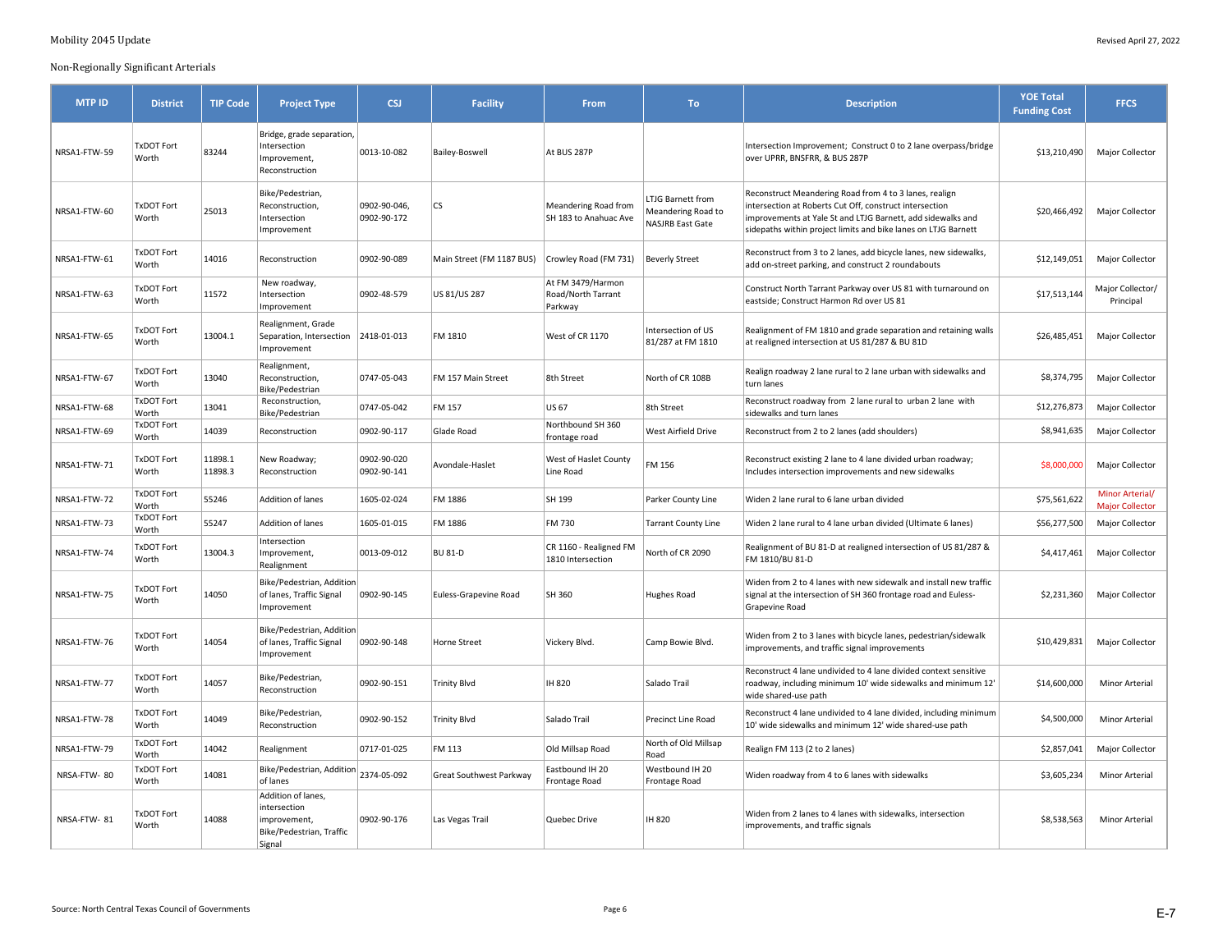Mobility 2045 Update

Non-Regionally Significant Arterials

| MTP ID | District | TIP Code | Project Type | CSJ | Facility | From | To | Description | YOE Total Funding Cost | FFCS |
|---|---|---|---|---|---|---|---|---|---|---|
| NRSA1-FTW-59 | TxDOT Fort Worth | 83244 | Bridge, grade separation, Intersection Improvement, Reconstruction | 0013-10-082 | Bailey-Boswell | At BUS 287P | | Intersection Improvement; Construct 0 to 2 lane overpass/bridge over UPRR, BNSFRR, & BUS 287P | $13,210,490 | Major Collector |
| NRSA1-FTW-60 | TxDOT Fort Worth | 25013 | Bike/Pedestrian, Reconstruction, Intersection Improvement | 0902-90-046, 0902-90-172 | CS | Meandering Road from SH 183 to Anahuac Ave | LTJG Barnett from Meandering Road to NASJRB East Gate | Reconstruct Meandering Road from 4 to 3 lanes, realign intersection at Roberts Cut Off, construct intersection improvements at Yale St and LTJG Barnett, add sidewalks and sidepaths within project limits and bike lanes on LTJG Barnett | $20,466,492 | Major Collector |
| NRSA1-FTW-61 | TxDOT Fort Worth | 14016 | Reconstruction | 0902-90-089 | Main Street (FM 1187 BUS) | Crowley Road (FM 731) | Beverly Street | Reconstruct from 3 to 2 lanes, add bicycle lanes, new sidewalks, add on-street parking, and construct 2 roundabouts | $12,149,051 | Major Collector |
| NRSA1-FTW-63 | TxDOT Fort Worth | 11572 | New roadway, Intersection Improvement | 0902-48-579 | US 81/US 287 | At FM 3479/Harmon Road/North Tarrant Parkway | | Construct North Tarrant Parkway over US 81 with turnaround on eastside; Construct Harmon Rd over US 81 | $17,513,144 | Major Collector/ Principal |
| NRSA1-FTW-65 | TxDOT Fort Worth | 13004.1 | Realignment, Grade Separation, Intersection Improvement | 2418-01-013 | FM 1810 | West of CR 1170 | Intersection of US 81/287 at FM 1810 | Realignment of FM 1810 and grade separation and retaining walls at realigned intersection at US 81/287 & BU 81D | $26,485,451 | Major Collector |
| NRSA1-FTW-67 | TxDOT Fort Worth | 13040 | Realignment, Reconstruction, Bike/Pedestrian | 0747-05-043 | FM 157 Main Street | 8th Street | North of CR 108B | Realign roadway 2 lane rural to 2 lane urban with sidewalks and turn lanes | $8,374,795 | Major Collector |
| NRSA1-FTW-68 | TxDOT Fort Worth | 13041 | Reconstruction, Bike/Pedestrian | 0747-05-042 | FM 157 | US 67 | 8th Street | Reconstruct roadway from 2 lane rural to urban 2 lane with sidewalks and turn lanes | $12,276,873 | Major Collector |
| NRSA1-FTW-69 | TxDOT Fort Worth | 14039 | Reconstruction | 0902-90-117 | Glade Road | Northbound SH 360 frontage road | West Airfield Drive | Reconstruct from 2 to 2 lanes (add shoulders) | $8,941,635 | Major Collector |
| NRSA1-FTW-71 | TxDOT Fort Worth | 11898.1 11898.3 | New Roadway; Reconstruction | 0902-90-020 0902-90-141 | Avondale-Haslet | West of Haslet County Line Road | FM 156 | Reconstruct existing 2 lane to 4 lane divided urban roadway; Includes intersection improvements and new sidewalks | $8,000,000 | Major Collector |
| NRSA1-FTW-72 | TxDOT Fort Worth | 55246 | Addition of lanes | 1605-02-024 | FM 1886 | SH 199 | Parker County Line | Widen 2 lane rural to 6 lane urban divided | $75,561,622 | Minor Arterial/ Major Collector |
| NRSA1-FTW-73 | TxDOT Fort Worth | 55247 | Addition of lanes | 1605-01-015 | FM 1886 | FM 730 | Tarrant County Line | Widen 2 lane rural to 4 lane urban divided (Ultimate 6 lanes) | $56,277,500 | Major Collector |
| NRSA1-FTW-74 | TxDOT Fort Worth | 13004.3 | Intersection Improvement, Realignment | 0013-09-012 | BU 81-D | CR 1160 - Realigned FM 1810 Intersection | North of CR 2090 | Realignment of BU 81-D at realigned intersection of US 81/287 & FM 1810/BU 81-D | $4,417,461 | Major Collector |
| NRSA1-FTW-75 | TxDOT Fort Worth | 14050 | Bike/Pedestrian, Addition of lanes, Traffic Signal Improvement | 0902-90-145 | Euless-Grapevine Road | SH 360 | Hughes Road | Widen from 2 to 4 lanes with new sidewalk and install new traffic signal at the intersection of SH 360 frontage road and Euless-Grapevine Road | $2,231,360 | Major Collector |
| NRSA1-FTW-76 | TxDOT Fort Worth | 14054 | Bike/Pedestrian, Addition of lanes, Traffic Signal Improvement | 0902-90-148 | Horne Street | Vickery Blvd. | Camp Bowie Blvd. | Widen from 2 to 3 lanes with bicycle lanes, pedestrian/sidewalk improvements, and traffic signal improvements | $10,429,831 | Major Collector |
| NRSA1-FTW-77 | TxDOT Fort Worth | 14057 | Bike/Pedestrian, Reconstruction | 0902-90-151 | Trinity Blvd | IH 820 | Salado Trail | Reconstruct 4 lane undivided to 4 lane divided context sensitive roadway, including minimum 10' wide sidewalks and minimum 12' wide shared-use path | $14,600,000 | Minor Arterial |
| NRSA1-FTW-78 | TxDOT Fort Worth | 14049 | Bike/Pedestrian, Reconstruction | 0902-90-152 | Trinity Blvd | Salado Trail | Precinct Line Road | Reconstruct 4 lane undivided to 4 lane divided, including minimum 10' wide sidewalks and minimum 12' wide shared-use path | $4,500,000 | Minor Arterial |
| NRSA1-FTW-79 | TxDOT Fort Worth | 14042 | Realignment | 0717-01-025 | FM 113 | Old Millsap Road | North of Old Millsap Road | Realign FM 113 (2 to 2 lanes) | $2,857,041 | Major Collector |
| NRSA-FTW- 80 | TxDOT Fort Worth | 14081 | Bike/Pedestrian, Addition of lanes | 2374-05-092 | Great Southwest Parkway | Eastbound IH 20 Frontage Road | Westbound IH 20 Frontage Road | Widen roadway from 4 to 6 lanes with sidewalks | $3,605,234 | Minor Arterial |
| NRSA-FTW- 81 | TxDOT Fort Worth | 14088 | Addition of lanes, intersection improvement, Bike/Pedestrian, Traffic Signal | 0902-90-176 | Las Vegas Trail | Quebec Drive | IH 820 | Widen from 2 lanes to 4 lanes with sidewalks, intersection improvements, and traffic signals | $8,538,563 | Minor Arterial |

Source: North Central Texas Council of Governments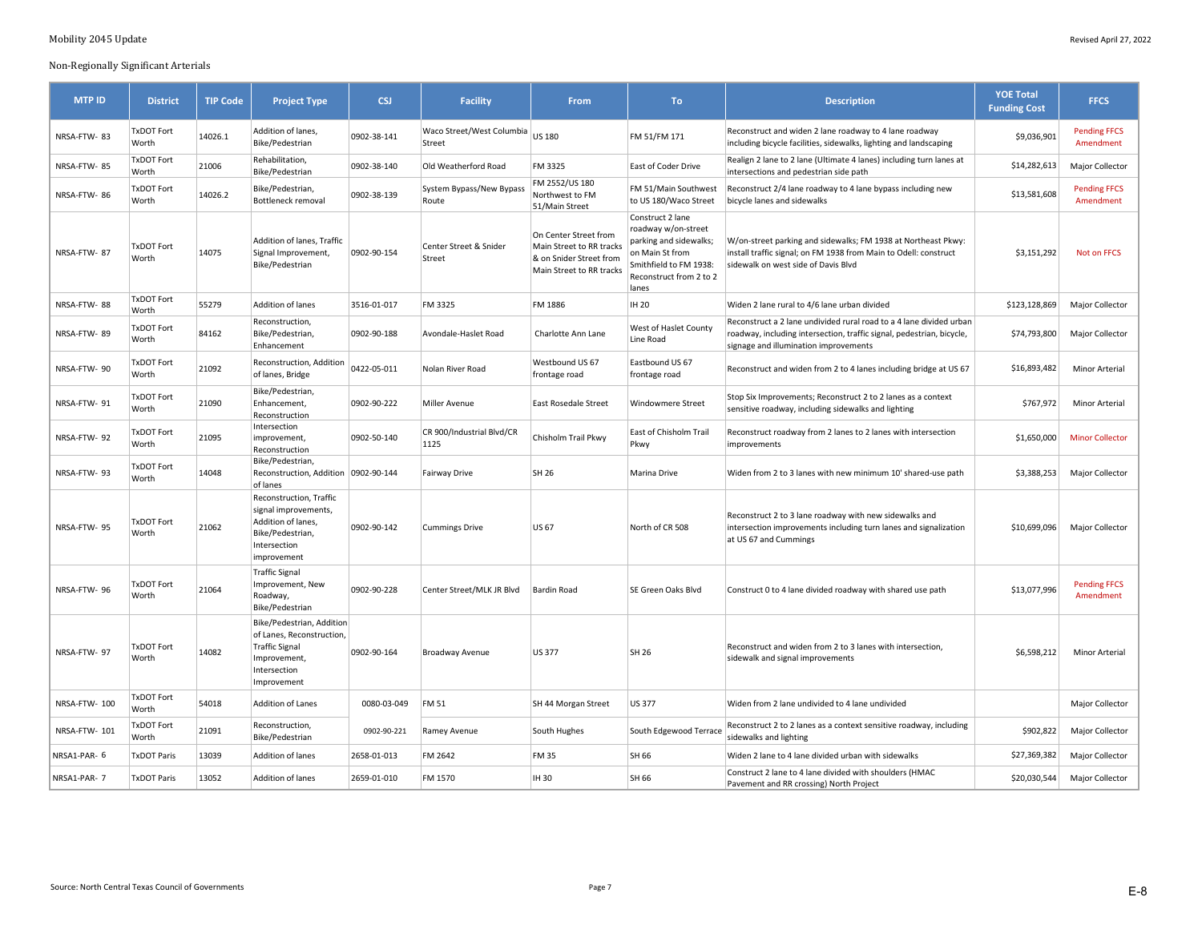Non-Regionally Significant Arterials

| MTP ID | District | TIP Code | Project Type | CSJ | Facility | From | To | Description | YOE Total Funding Cost | FFCS |
|---|---|---|---|---|---|---|---|---|---|---|
| NRSA-FTW- 83 | TxDOT Fort Worth | 14026.1 | Addition of lanes, Bike/Pedestrian | 0902-38-141 | Waco Street/West Columbia Street | US 180 | FM 51/FM 171 | Reconstruct and widen 2 lane roadway to 4 lane roadway including bicycle facilities, sidewalks, lighting and landscaping | $9,036,901 | Pending FFCS Amendment |
| NRSA-FTW- 85 | TxDOT Fort Worth | 21006 | Rehabilitation, Bike/Pedestrian | 0902-38-140 | Old Weatherford Road | FM 3325 | East of Coder Drive | Realign 2 lane to 2 lane (Ultimate 4 lanes) including turn lanes at intersections and pedestrian side path | $14,282,613 | Major Collector |
| NRSA-FTW- 86 | TxDOT Fort Worth | 14026.2 | Bike/Pedestrian, Bottleneck removal | 0902-38-139 | System Bypass/New Bypass Route | FM 2552/US 180 Northwest to FM 51/Main Street | FM 51/Main Southwest to US 180/Waco Street | Reconstruct 2/4 lane roadway to 4 lane bypass including new bicycle lanes and sidewalks | $13,581,608 | Pending FFCS Amendment |
| NRSA-FTW- 87 | TxDOT Fort Worth | 14075 | Addition of lanes, Traffic Signal Improvement, Bike/Pedestrian | 0902-90-154 | Center Street & Snider Street | On Center Street from Main Street to RR tracks & on Snider Street from Main Street to RR tracks | Construct 2 lane roadway w/on-street parking and sidewalks; on Main St from Smithfield to FM 1938: Reconstruct from 2 to 2 lanes | W/on-street parking and sidewalks; FM 1938 at Northeast Pkwy: install traffic signal; on FM 1938 from Main to Odell: construct sidewalk on west side of Davis Blvd | $3,151,292 | Not on FFCS |
| NRSA-FTW- 88 | TxDOT Fort Worth | 55279 | Addition of lanes | 3516-01-017 | FM 3325 | FM 1886 | IH 20 | Widen 2 lane rural to 4/6 lane urban divided | $123,128,869 | Major Collector |
| NRSA-FTW- 89 | TxDOT Fort Worth | 84162 | Reconstruction, Bike/Pedestrian, Enhancement | 0902-90-188 | Avondale-Haslet Road | Charlotte Ann Lane | West of Haslet County Line Road | Reconstruct a 2 lane undivided rural road to a 4 lane divided urban roadway, including intersection, traffic signal, pedestrian, bicycle, signage and illumination improvements | $74,793,800 | Major Collector |
| NRSA-FTW- 90 | TxDOT Fort Worth | 21092 | Reconstruction, Addition of lanes, Bridge | 0422-05-011 | Nolan River Road | Westbound US 67 frontage road | Eastbound US 67 frontage road | Reconstruct and widen from 2 to 4 lanes including bridge at US 67 | $16,893,482 | Minor Arterial |
| NRSA-FTW- 91 | TxDOT Fort Worth | 21090 | Bike/Pedestrian, Enhancement, Reconstruction | 0902-90-222 | Miller Avenue | East Rosedale Street | Windowmere Street | Stop Six Improvements; Reconstruct 2 to 2 lanes as a context sensitive roadway, including sidewalks and lighting | $767,972 | Minor Arterial |
| NRSA-FTW- 92 | TxDOT Fort Worth | 21095 | Intersection improvement, Reconstruction | 0902-50-140 | CR 900/Industrial Blvd/CR 1125 | Chisholm Trail Pkwy | East of Chisholm Trail Pkwy | Reconstruct roadway from 2 lanes to 2 lanes with intersection improvements | $1,650,000 | Minor Collector |
| NRSA-FTW- 93 | TxDOT Fort Worth | 14048 | Bike/Pedestrian, Reconstruction, Addition of lanes | 0902-90-144 | Fairway Drive | SH 26 | Marina Drive | Widen from 2 to 3 lanes with new minimum 10' shared-use path | $3,388,253 | Major Collector |
| NRSA-FTW- 95 | TxDOT Fort Worth | 21062 | Reconstruction, Traffic signal improvements, Addition of lanes, Bike/Pedestrian, Intersection improvement | 0902-90-142 | Cummings Drive | US 67 | North of CR 508 | Reconstruct 2 to 3 lane roadway with new sidewalks and intersection improvements including turn lanes and signalization at US 67 and Cummings | $10,699,096 | Major Collector |
| NRSA-FTW- 96 | TxDOT Fort Worth | 21064 | Traffic Signal Improvement, New Roadway, Bike/Pedestrian | 0902-90-228 | Center Street/MLK JR Blvd | Bardin Road | SE Green Oaks Blvd | Construct 0 to 4 lane divided roadway with shared use path | $13,077,996 | Pending FFCS Amendment |
| NRSA-FTW- 97 | TxDOT Fort Worth | 14082 | Bike/Pedestrian, Addition of Lanes, Reconstruction, Traffic Signal Improvement, Intersection Improvement | 0902-90-164 | Broadway Avenue | US 377 | SH 26 | Reconstruct and widen from 2 to 3 lanes with intersection, sidewalk and signal improvements | $6,598,212 | Minor Arterial |
| NRSA-FTW- 100 | TxDOT Fort Worth | 54018 | Addition of Lanes | 0080-03-049 | FM 51 | SH 44 Morgan Street | US 377 | Widen from 2 lane undivided to 4 lane undivided | | Major Collector |
| NRSA-FTW- 101 | TxDOT Fort Worth | 21091 | Reconstruction, Bike/Pedestrian | 0902-90-221 | Ramey Avenue | South Hughes | South Edgewood Terrace | Reconstruct 2 to 2 lanes as a context sensitive roadway, including sidewalks and lighting | $902,822 | Major Collector |
| NRSA1-PAR- 6 | TxDOT Paris | 13039 | Addition of lanes | 2658-01-013 | FM 2642 | FM 35 | SH 66 | Widen 2 lane to 4 lane divided urban with sidewalks | $27,369,382 | Major Collector |
| NRSA1-PAR- 7 | TxDOT Paris | 13052 | Addition of lanes | 2659-01-010 | FM 1570 | IH 30 | SH 66 | Construct 2 lane to 4 lane divided with shoulders (HMAC Pavement and RR crossing) North Project | $20,030,544 | Major Collector |

Source: North Central Texas Council of Governments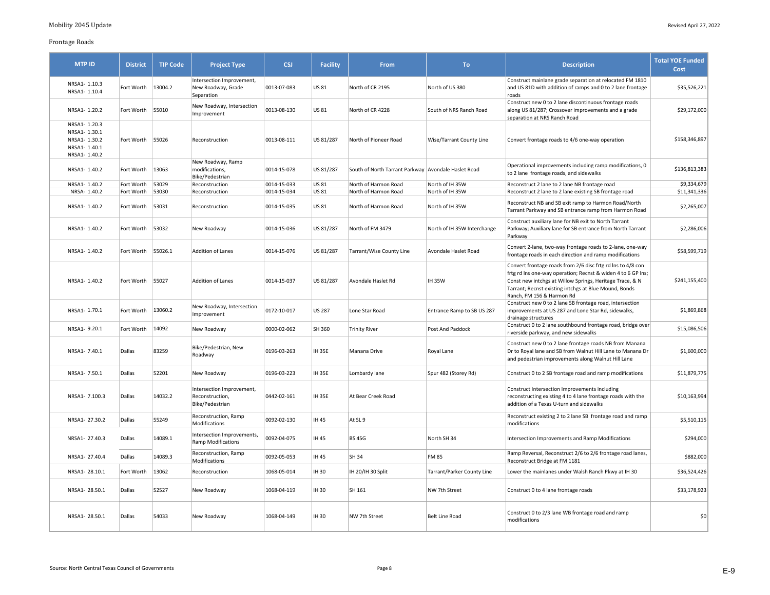Frontage Roads

| MTP ID | District | TIP Code | Project Type | CSJ | Facility | From | To | Description | Total YOE Funded Cost |
|---|---|---|---|---|---|---|---|---|---|
| NRSA1- 1.10.3 NRSA1- 1.10.4 | Fort Worth | 13004.2 | Intersection Improvement, New Roadway, Grade Separation | 0013-07-083 | US 81 | North of CR 2195 | North of US 380 | Construct mainlane grade separation at relocated FM 1810 and US 81D with addition of ramps and 0 to 2 lane frontage roads | $35,526,221 |
| NRSA1- 1.20.2 | Fort Worth | 55010 | New Roadway, Intersection Improvement | 0013-08-130 | US 81 | North of CR 4228 | South of NRS Ranch Road | Construct new 0 to 2 lane discontinuous frontage roads along US 81/287; Crossover improvements and a grade separation at NRS Ranch Road | $29,172,000 |
| NRSA1- 1.20.3 NRSA1- 1.30.1 NRSA1- 1.30.2 NRSA1- 1.40.1 NRSA1- 1.40.2 | Fort Worth | 55026 | Reconstruction | 0013-08-111 | US 81/287 | North of Pioneer Road | Wise/Tarrant County Line | Convert frontage roads to 4/6 one-way operation | $158,346,897 |
| NRSA1- 1.40.2 | Fort Worth | 13063 | New Roadway, Ramp modifications, Bike/Pedestrian | 0014-15-078 | US 81/287 | South of North Tarrant Parkway | Avondale Haslet Road | Operational improvements including ramp modifications, 0 to 2 lane frontage roads, and sidewalks | $136,813,383 |
| NRSA1- 1.40.2 | Fort Worth | 53029 | Reconstruction | 0014-15-033 | US 81 | North of Harmon Road | North of IH 35W | Reconstruct 2 lane to 2 lane NB frontage road | $9,334,679 |
| NRSA- 1.40.2 | Fort Worth | 53030 | Reconstruction | 0014-15-034 | US 81 | North of Harmon Road | North of IH 35W | Reconstruct 2 lane to 2 lane existing SB frontage road | $11,341,336 |
| NRSA1- 1.40.2 | Fort Worth | 53031 | Reconstruction | 0014-15-035 | US 81 | North of Harmon Road | North of IH 35W | Reconstruct NB and SB exit ramp to Harmon Road/North Tarrant Parkway and SB entrance ramp from Harmon Road | $2,265,007 |
| NRSA1- 1.40.2 | Fort Worth | 53032 | New Roadway | 0014-15-036 | US 81/287 | North of FM 3479 | North of IH 35W Interchange | Construct auxiliary lane for NB exit to North Tarrant Parkway; Auxiliary lane for SB entrance from North Tarrant Parkway | $2,286,006 |
| NRSA1- 1.40.2 | Fort Worth | 55026.1 | Addition of Lanes | 0014-15-076 | US 81/287 | Tarrant/Wise County Line | Avondale Haslet Road | Convert 2-lane, two-way frontage roads to 2-lane, one-way frontage roads in each direction and ramp modifications | $58,599,719 |
| NRSA1- 1.40.2 | Fort Worth | 55027 | Addition of Lanes | 0014-15-037 | US 81/287 | Avondale Haslet Rd | IH 35W | Convert frontage roads from 2/6 disc frtg rd lns to 4/8 con frtg rd lns one-way operation; Recnst & widen 4 to 6 GP lns; Const new intchgs at Willow Springs, Heritage Trace, & N Tarrant; Recnst existing intchgs at Blue Mound, Bonds Ranch, FM 156 & Harmon Rd | $241,155,400 |
| NRSA1- 1.70.1 | Fort Worth | 13060.2 | New Roadway, Intersection Improvement | 0172-10-017 | US 287 | Lone Star Road | Entrance Ramp to SB US 287 | Construct new 0 to 2 lane SB frontage road, intersection improvements at US 287 and Lone Star Rd, sidewalks, drainage structures | $1,869,868 |
| NRSA1- 9.20.1 | Fort Worth | 14092 | New Roadway | 0000-02-062 | SH 360 | Trinity River | Post And Paddock | Construct 0 to 2 lane southbound frontage road, bridge over riverside parkway, and new sidewalks | $15,086,506 |
| NRSA1- 7.40.1 | Dallas | 83259 | Bike/Pedestrian, New Roadway | 0196-03-263 | IH 35E | Manana Drive | Royal Lane | Construct new 0 to 2 lane frontage roads NB from Manana Dr to Royal lane and SB from Walnut Hill Lane to Manana Dr and pedestrian improvements along Walnut Hill Lane | $1,600,000 |
| NRSA1- 7.50.1 | Dallas | 52201 | New Roadway | 0196-03-223 | IH 35E | Lombardy lane | Spur 482 (Storey Rd) | Construct 0 to 2 SB frontage road and ramp modifications | $11,879,775 |
| NRSA1- 7.100.3 | Dallas | 14032.2 | Intersection Improvement, Reconstruction, Bike/Pedestrian | 0442-02-161 | IH 35E | At Bear Creek Road | | Construct Intersection Improvements including reconstructing existing 4 to 4 lane frontage roads with the addition of a Texas U-turn and sidewalks | $10,163,994 |
| NRSA1- 27.30.2 | Dallas | 55249 | Reconstruction, Ramp Modifications | 0092-02-130 | IH 45 | At SL 9 | | Reconstruct existing 2 to 2 lane SB frontage road and ramp modifications | $5,510,115 |
| NRSA1- 27.40.3 | Dallas | 14089.1 | Intersection Improvements, Ramp Modifications | 0092-04-075 | IH 45 | BS 45G | North SH 34 | Intersection Improvements and Ramp Modifications | $294,000 |
| NRSA1- 27.40.4 | Dallas | 14089.3 | Reconstruction, Ramp Modifications | 0092-05-053 | IH 45 | SH 34 | FM 85 | Ramp Reversal, Reconstruct 2/6 to 2/6 frontage road lanes, Reconstruct Bridge at FM 1181 | $882,000 |
| NRSA1- 28.10.1 | Fort Worth | 13062 | Reconstruction | 1068-05-014 | IH 30 | IH 20/IH 30 Split | Tarrant/Parker County Line | Lower the mainlanes under Walsh Ranch Pkwy at IH 30 | $36,524,426 |
| NRSA1- 28.50.1 | Dallas | 52527 | New Roadway | 1068-04-119 | IH 30 | SH 161 | NW 7th Street | Construct 0 to 4 lane frontage roads | $33,178,923 |
| NRSA1- 28.50.1 | Dallas | 54033 | New Roadway | 1068-04-149 | IH 30 | NW 7th Street | Belt Line Road | Construct 0 to 2/3 lane WB frontage road and ramp modifications | $0 |

Source: North Central Texas Council of Governments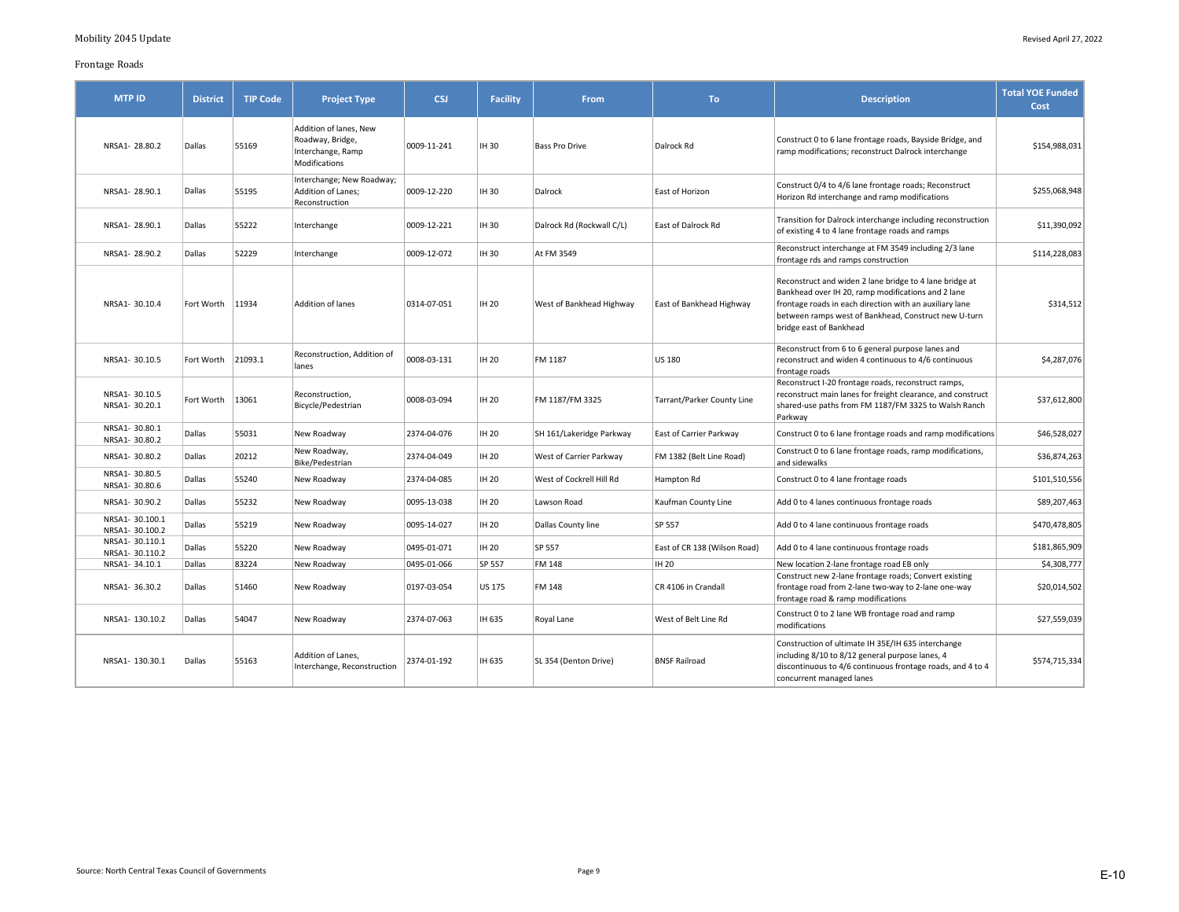Frontage Roads

| MTP ID | District | TIP Code | Project Type | CSJ | Facility | From | To | Description | Total YOE Funded Cost |
|---|---|---|---|---|---|---|---|---|---|
| NRSA1- 28.80.2 | Dallas | 55169 | Addition of lanes, New Roadway, Bridge, Interchange, Ramp Modifications | 0009-11-241 | IH 30 | Bass Pro Drive | Dalrock Rd | Construct 0 to 6 lane frontage roads, Bayside Bridge, and ramp modifications; reconstruct Dalrock interchange | $154,988,031 |
| NRSA1- 28.90.1 | Dallas | 55195 | Interchange; New Roadway; Addition of Lanes; Reconstruction | 0009-12-220 | IH 30 | Dalrock | East of Horizon | Construct 0/4 to 4/6 lane frontage roads; Reconstruct Horizon Rd interchange and ramp modifications | $255,068,948 |
| NRSA1- 28.90.1 | Dallas | 55222 | Interchange | 0009-12-221 | IH 30 | Dalrock Rd (Rockwall C/L) | East of Dalrock Rd | Transition for Dalrock interchange including reconstruction of existing 4 to 4 lane frontage roads and ramps | $11,390,092 |
| NRSA1- 28.90.2 | Dallas | 52229 | Interchange | 0009-12-072 | IH 30 | At FM 3549 | | Reconstruct interchange at FM 3549 including 2/3 lane frontage rds and ramps construction | $114,228,083 |
| NRSA1- 30.10.4 | Fort Worth | 11934 | Addition of lanes | 0314-07-051 | IH 20 | West of Bankhead Highway | East of Bankhead Highway | Reconstruct and widen 2 lane bridge to 4 lane bridge at Bankhead over IH 20, ramp modifications and 2 lane frontage roads in each direction with an auxiliary lane between ramps west of Bankhead, Construct new U-turn bridge east of Bankhead | $314,512 |
| NRSA1- 30.10.5 | Fort Worth | 21093.1 | Reconstruction, Addition of lanes | 0008-03-131 | IH 20 | FM 1187 | US 180 | Reconstruct from 6 to 6 general purpose lanes and reconstruct and widen 4 continuous to 4/6 continuous frontage roads | $4,287,076 |
| NRSA1- 30.10.5<br>NRSA1- 30.20.1 | Fort Worth | 13061 | Reconstruction, Bicycle/Pedestrian | 0008-03-094 | IH 20 | FM 1187/FM 3325 | Tarrant/Parker County Line | Reconstruct I-20 frontage roads, reconstruct ramps, reconstruct main lanes for freight clearance, and construct shared-use paths from FM 1187/FM 3325 to Walsh Ranch Parkway | $37,612,800 |
| NRSA1- 30.80.1<br>NRSA1- 30.80.2 | Dallas | 55031 | New Roadway | 2374-04-076 | IH 20 | SH 161/Lakeridge Parkway | East of Carrier Parkway | Construct 0 to 6 lane frontage roads and ramp modifications | $46,528,027 |
| NRSA1- 30.80.2 | Dallas | 20212 | New Roadway, Bike/Pedestrian | 2374-04-049 | IH 20 | West of Carrier Parkway | FM 1382 (Belt Line Road) | Construct 0 to 6 lane frontage roads, ramp modifications, and sidewalks | $36,874,263 |
| NRSA1- 30.80.5<br>NRSA1- 30.80.6 | Dallas | 55240 | New Roadway | 2374-04-085 | IH 20 | West of Cockrell Hill Rd | Hampton Rd | Construct 0 to 4 lane frontage roads | $101,510,556 |
| NRSA1- 30.90.2 | Dallas | 55232 | New Roadway | 0095-13-038 | IH 20 | Lawson Road | Kaufman County Line | Add 0 to 4 lanes continuous frontage roads | $89,207,463 |
| NRSA1- 30.100.1<br>NRSA1- 30.100.2 | Dallas | 55219 | New Roadway | 0095-14-027 | IH 20 | Dallas County line | SP 557 | Add 0 to 4 lane continuous frontage roads | $470,478,805 |
| NRSA1- 30.110.1<br>NRSA1- 30.110.2 | Dallas | 55220 | New Roadway | 0495-01-071 | IH 20 | SP 557 | East of CR 138 (Wilson Road) | Add 0 to 4 lane continuous frontage roads | $181,865,909 |
| NRSA1- 34.10.1 | Dallas | 83224 | New Roadway | 0495-01-066 | SP 557 | FM 148 | IH 20 | New location 2-lane frontage road EB only | $4,308,777 |
| NRSA1- 36.30.2 | Dallas | 51460 | New Roadway | 0197-03-054 | US 175 | FM 148 | CR 4106 in Crandall | Construct new 2-lane frontage roads; Convert existing frontage road from 2-lane two-way to 2-lane one-way frontage road & ramp modifications | $20,014,502 |
| NRSA1- 130.10.2 | Dallas | 54047 | New Roadway | 2374-07-063 | IH 635 | Royal Lane | West of Belt Line Rd | Construct 0 to 2 lane WB frontage road and ramp modifications | $27,559,039 |
| NRSA1- 130.30.1 | Dallas | 55163 | Addition of Lanes, Interchange, Reconstruction | 2374-01-192 | IH 635 | SL 354 (Denton Drive) | BNSF Railroad | Construction of ultimate IH 35E/IH 635 interchange including 8/10 to 8/12 general purpose lanes, 4 discontinuous to 4/6 continuous frontage roads, and 4 to 4 concurrent managed lanes | $574,715,334 |

Source: North Central Texas Council of Governments